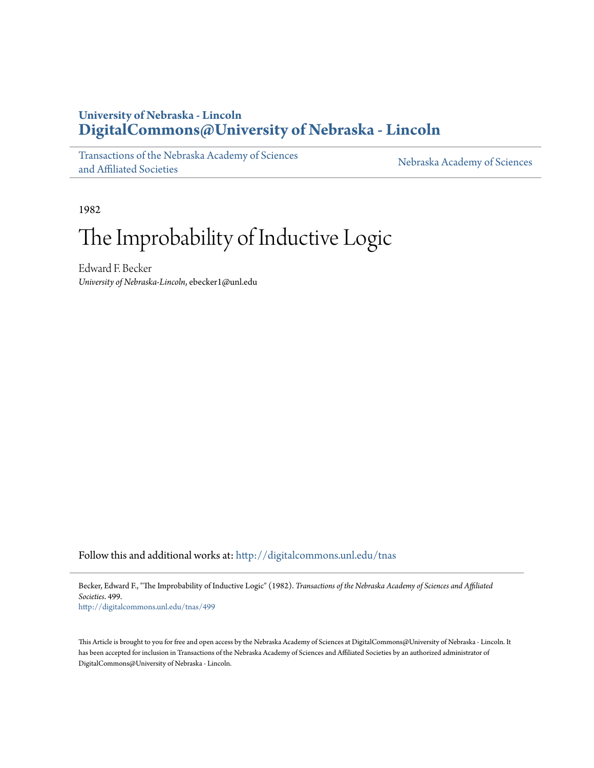**University of Nebraska - Lincoln**
**DigitalCommons@University of Nebraska - Lincoln**

Transactions of the Nebraska Academy of Sciences and Affiliated Societies | Nebraska Academy of Sciences

1982

# The Improbability of Inductive Logic

Edward F. Becker
*University of Nebraska-Lincoln*, ebecker1@unl.edu

Follow this and additional works at: http://digitalcommons.unl.edu/tnas

Becker, Edward F., "The Improbability of Inductive Logic" (1982). *Transactions of the Nebraska Academy of Sciences and Affiliated Societies*. 499.
http://digitalcommons.unl.edu/tnas/499

This Article is brought to you for free and open access by the Nebraska Academy of Sciences at DigitalCommons@University of Nebraska - Lincoln. It has been accepted for inclusion in Transactions of the Nebraska Academy of Sciences and Affiliated Societies by an authorized administrator of DigitalCommons@University of Nebraska - Lincoln.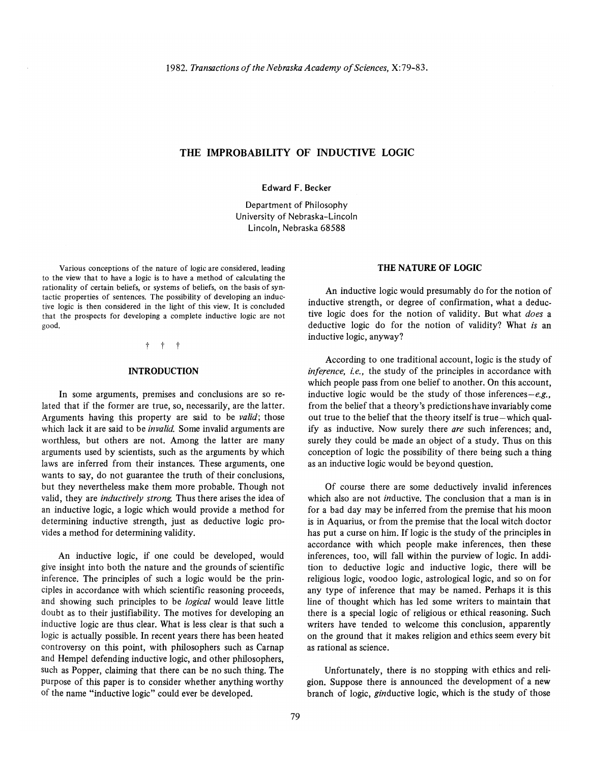# THE IMPROBABILITY OF INDUCTIVE LOGIC

Edward F. Becker

Department of Philosophy
University of Nebraska-Lincoln
Lincoln, Nebraska 68588

Various conceptions of the nature of logic are considered, leading to the view that to have a logic is to have a method of calculating the rationality of certain beliefs, or systems of beliefs, on the basis of syntactic properties of sentences. The possibility of developing an inductive logic is then considered in the light of this view. It is concluded that the prospects for developing a complete inductive logic are not good.

† † †

## INTRODUCTION

In some arguments, premises and conclusions are so related that if the former are true, so, necessarily, are the latter. Arguments having this property are said to be *valid*; those which lack it are said to be *invalid.* Some invalid arguments are worthless, but others are not. Among the latter are many arguments used by scientists, such as the arguments by which laws are inferred from their instances. These arguments, one wants to say, do not guarantee the truth of their conclusions, but they nevertheless make them more probable. Though not valid, they are *inductively strong.* Thus there arises the idea of an inductive logic, a logic which would provide a method for determining inductive strength, just as deductive logic provides a method for determining validity.

An inductive logic, if one could be developed, would give insight into both the nature and the grounds of scientific inference. The principles of such a logic would be the principles in accordance with which scientific reasoning proceeds, and showing such principles to be *logical* would leave little doubt as to their justifiability. The motives for developing an inductive logic are thus clear. What is less clear is that such a logic is actually possible. In recent years there has been heated controversy on this point, with philosophers such as Carnap and Hempel defending inductive logic, and other philosophers, such as Popper, claiming that there can be no such thing. The purpose of this paper is to consider whether anything worthy of the name "inductive logic" could ever be developed.

## THE NATURE OF LOGIC

An inductive logic would presumably do for the notion of inductive strength, or degree of confirmation, what a deductive logic does for the notion of validity. But what *does* a deductive logic do for the notion of validity? What *is* an inductive logic, anyway?

According to one traditional account, logic is the study of *inference, i.e.,* the study of the principles in accordance with which people pass from one belief to another. On this account, inductive logic would be the study of those inferences—*e.g.,* from the belief that a theory's predictions have invariably come out true to the belief that the theory itself is true—which qualify as inductive. Now surely there *are* such inferences; and, surely they could be made an object of a study. Thus on this conception of logic the possibility of there being such a thing as an inductive logic would be beyond question.

Of course there are some deductively invalid inferences which also are not *in*ductive. The conclusion that a man is in for a bad day may be inferred from the premise that his moon is in Aquarius, or from the premise that the local witch doctor has put a curse on him. If logic is the study of the principles in accordance with which people make inferences, then these inferences, too, will fall within the purview of logic. In addition to deductive logic and inductive logic, there will be religious logic, voodoo logic, astrological logic, and so on for any type of inference that may be named. Perhaps it is this line of thought which has led some writers to maintain that there is a special logic of religious or ethical reasoning. Such writers have tended to welcome this conclusion, apparently on the ground that it makes religion and ethics seem every bit as rational as science.

Unfortunately, there is no stopping with ethics and religion. Suppose there is announced the development of a new branch of logic, *gin*ductive logic, which is the study of those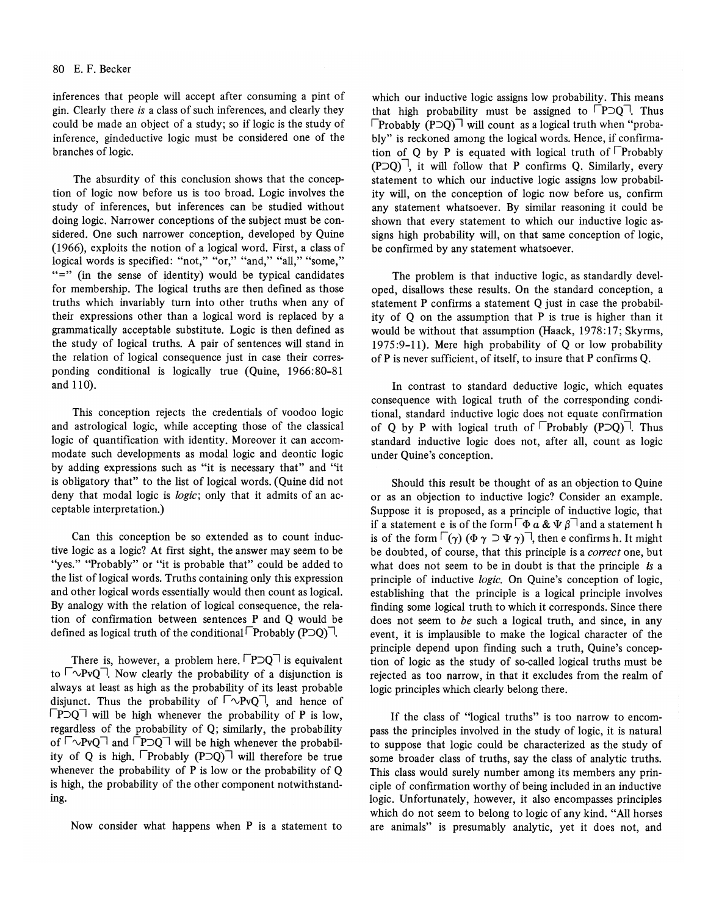inferences that people will accept after consuming a pint of gin. Clearly there *is* a class of such inferences, and clearly they could be made an object of a study; so if logic is the study of inference, gindeductive logic must be considered one of the branches of logic.

The absurdity of this conclusion shows that the conception of logic now before us is too broad. Logic involves the study of inferences, but inferences can be studied without doing logic. Narrower conceptions of the subject must be considered. One such narrower conception, developed by Quine (1966), exploits the notion of a logical word. First, a class of logical words is specified: "not," "or," "and," "all," "some," "=" (in the sense of identity) would be typical candidates for membership. The logical truths are then defined as those truths which invariably turn into other truths when any of their expressions other than a logical word is replaced by a grammatically acceptable substitute. Logic is then defined as the study of logical truths. A pair of sentences will stand in the relation of logical consequence just in case their corresponding conditional is logically true (Quine, 1966:80–81 and 110).

This conception rejects the credentials of voodoo logic and astrological logic, while accepting those of the classical logic of quantification with identity. Moreover it can accommodate such developments as modal logic and deontic logic by adding expressions such as "it is necessary that" and "it is obligatory that" to the list of logical words. (Quine did not deny that modal logic is *logic*; only that it admits of an acceptable interpretation.)

Can this conception be so extended as to count inductive logic as a logic? At first sight, the answer may seem to be "yes." "Probably" or "it is probable that" could be added to the list of logical words. Truths containing only this expression and other logical words essentially would then count as logical. By analogy with the relation of logical consequence, the relation of confirmation between sentences P and Q would be defined as logical truth of the conditional $\ulcorner$Probably (P⊃Q)$\urcorner$.

There is, however, a problem here. $\ulcorner$P⊃Q$\urcorner$ is equivalent to $\ulcorner$∼PvQ$\urcorner$. Now clearly the probability of a disjunction is always at least as high as the probability of its least probable disjunct. Thus the probability of $\ulcorner$∼PvQ$\urcorner$, and hence of $\ulcorner$P⊃Q$\urcorner$ will be high whenever the probability of P is low, regardless of the probability of Q; similarly, the probability of $\ulcorner$∼PvQ$\urcorner$ and $\ulcorner$P⊃Q$\urcorner$ will be high whenever the probability of Q is high. $\ulcorner$Probably (P⊃Q)$\urcorner$ will therefore be true whenever the probability of P is low or the probability of Q is high, the probability of the other component notwithstanding.

Now consider what happens when P is a statement to which our inductive logic assigns low probability. This means that high probability must be assigned to $\ulcorner$P⊃Q$\urcorner$. Thus $\ulcorner$Probably (P⊃Q)$\urcorner$ will count as a logical truth when "probably" is reckoned among the logical words. Hence, if confirmation of Q by P is equated with logical truth of $\ulcorner$Probably (P⊃Q)$\urcorner$, it will follow that P confirms Q. Similarly, every statement to which our inductive logic assigns low probability will, on the conception of logic now before us, confirm any statement whatsoever. By similar reasoning it could be shown that every statement to which our inductive logic assigns high probability will, on that same conception of logic, be confirmed by any statement whatsoever.

The problem is that inductive logic, as standardly developed, disallows these results. On the standard conception, a statement P confirms a statement Q just in case the probability of Q on the assumption that P is true is higher than it would be without that assumption (Haack, 1978:17; Skyrms, 1975:9–11). Mere high probability of Q or low probability of P is never sufficient, of itself, to insure that P confirms Q.

In contrast to standard deductive logic, which equates consequence with logical truth of the corresponding conditional, standard inductive logic does not equate confirmation of Q by P with logical truth of $\ulcorner$Probably (P⊃Q)$\urcorner$. Thus standard inductive logic does not, after all, count as logic under Quine's conception.

Should this result be thought of as an objection to Quine or as an objection to inductive logic? Consider an example. Suppose it is proposed, as a principle of inductive logic, that if a statement e is of the form $\ulcorner \Phi\, \alpha \;\&\; \Psi\, \beta \urcorner$ and a statement h is of the form $\ulcorner (\gamma)\; (\Phi\, \gamma \supset \Psi\, \gamma) \urcorner$, then e confirms h. It might be doubted, of course, that this principle is a *correct* one, but what does not seem to be in doubt is that the principle *is* a principle of inductive *logic*. On Quine's conception of logic, establishing that the principle is a logical principle involves finding some logical truth to which it corresponds. Since there does not seem to *be* such a logical truth, and since, in any event, it is implausible to make the logical character of the principle depend upon finding such a truth, Quine's conception of logic as the study of so-called logical truths must be rejected as too narrow, in that it excludes from the realm of logic principles which clearly belong there.

If the class of "logical truths" is too narrow to encompass the principles involved in the study of logic, it is natural to suppose that logic could be characterized as the study of some broader class of truths, say the class of analytic truths. This class would surely number among its members any principle of confirmation worthy of being included in an inductive logic. Unfortunately, however, it also encompasses principles which do not seem to belong to logic of any kind. "All horses are animals" is presumably analytic, yet it does not, and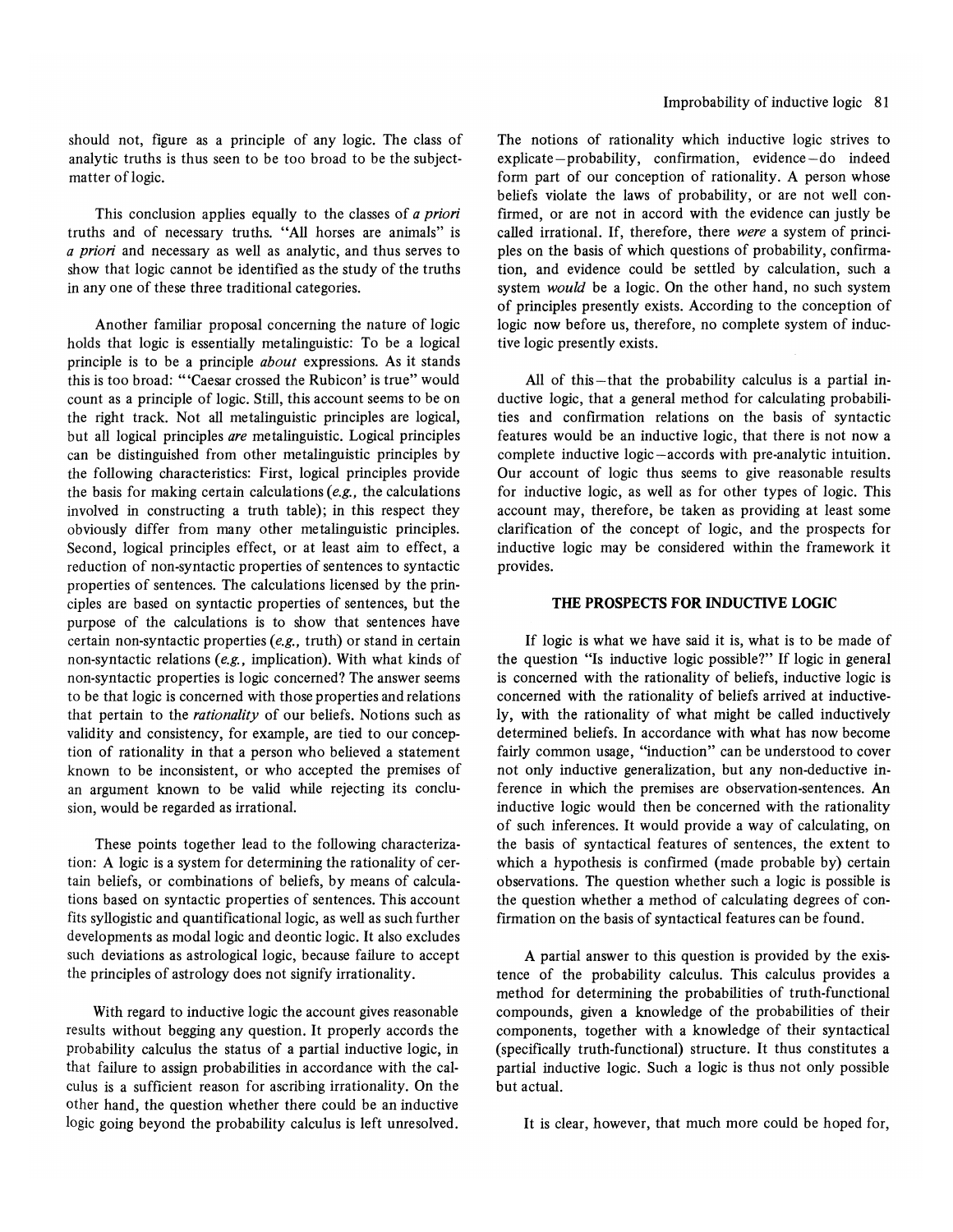should not, figure as a principle of any logic. The class of analytic truths is thus seen to be too broad to be the subject-matter of logic.

This conclusion applies equally to the classes of *a priori* truths and of necessary truths. "All horses are animals" is *a priori* and necessary as well as analytic, and thus serves to show that logic cannot be identified as the study of the truths in any one of these three traditional categories.

Another familiar proposal concerning the nature of logic holds that logic is essentially metalinguistic: To be a logical principle is to be a principle *about* expressions. As it stands this is too broad: "'Caesar crossed the Rubicon' is true" would count as a principle of logic. Still, this account seems to be on the right track. Not all metalinguistic principles are logical, but all logical principles *are* metalinguistic. Logical principles can be distinguished from other metalinguistic principles by the following characteristics: First, logical principles provide the basis for making certain calculations (*e.g.,* the calculations involved in constructing a truth table); in this respect they obviously differ from many other metalinguistic principles. Second, logical principles effect, or at least aim to effect, a reduction of non-syntactic properties of sentences to syntactic properties of sentences. The calculations licensed by the principles are based on syntactic properties of sentences, but the purpose of the calculations is to show that sentences have certain non-syntactic properties (*e.g.,* truth) or stand in certain non-syntactic relations (*e.g.,* implication). With what kinds of non-syntactic properties is logic concerned? The answer seems to be that logic is concerned with those properties and relations that pertain to the *rationality* of our beliefs. Notions such as validity and consistency, for example, are tied to our conception of rationality in that a person who believed a statement known to be inconsistent, or who accepted the premises of an argument known to be valid while rejecting its conclusion, would be regarded as irrational.

These points together lead to the following characterization: A logic is a system for determining the rationality of certain beliefs, or combinations of beliefs, by means of calculations based on syntactic properties of sentences. This account fits syllogistic and quantificational logic, as well as such further developments as modal logic and deontic logic. It also excludes such deviations as astrological logic, because failure to accept the principles of astrology does not signify irrationality.

With regard to inductive logic the account gives reasonable results without begging any question. It properly accords the probability calculus the status of a partial inductive logic, in that failure to assign probabilities in accordance with the calculus is a sufficient reason for ascribing irrationality. On the other hand, the question whether there could be an inductive logic going beyond the probability calculus is left unresolved. The notions of rationality which inductive logic strives to explicate—probability, confirmation, evidence—do indeed form part of our conception of rationality. A person whose beliefs violate the laws of probability, or are not well confirmed, or are not in accord with the evidence can justly be called irrational. If, therefore, there *were* a system of principles on the basis of which questions of probability, confirmation, and evidence could be settled by calculation, such a system *would* be a logic. On the other hand, no such system of principles presently exists. According to the conception of logic now before us, therefore, no complete system of inductive logic presently exists.

All of this—that the probability calculus is a partial inductive logic, that a general method for calculating probabilities and confirmation relations on the basis of syntactic features would be an inductive logic, that there is not now a complete inductive logic—accords with pre-analytic intuition. Our account of logic thus seems to give reasonable results for inductive logic, as well as for other types of logic. This account may, therefore, be taken as providing at least some clarification of the concept of logic, and the prospects for inductive logic may be considered within the framework it provides.

## THE PROSPECTS FOR INDUCTIVE LOGIC

If logic is what we have said it is, what is to be made of the question "Is inductive logic possible?" If logic in general is concerned with the rationality of beliefs, inductive logic is concerned with the rationality of beliefs arrived at inductively, with the rationality of what might be called inductively determined beliefs. In accordance with what has now become fairly common usage, "induction" can be understood to cover not only inductive generalization, but any non-deductive inference in which the premises are observation-sentences. An inductive logic would then be concerned with the rationality of such inferences. It would provide a way of calculating, on the basis of syntactical features of sentences, the extent to which a hypothesis is confirmed (made probable by) certain observations. The question whether such a logic is possible is the question whether a method of calculating degrees of confirmation on the basis of syntactical features can be found.

A partial answer to this question is provided by the existence of the probability calculus. This calculus provides a method for determining the probabilities of truth-functional compounds, given a knowledge of the probabilities of their components, together with a knowledge of their syntactical (specifically truth-functional) structure. It thus constitutes a partial inductive logic. Such a logic is thus not only possible but actual.

It is clear, however, that much more could be hoped for,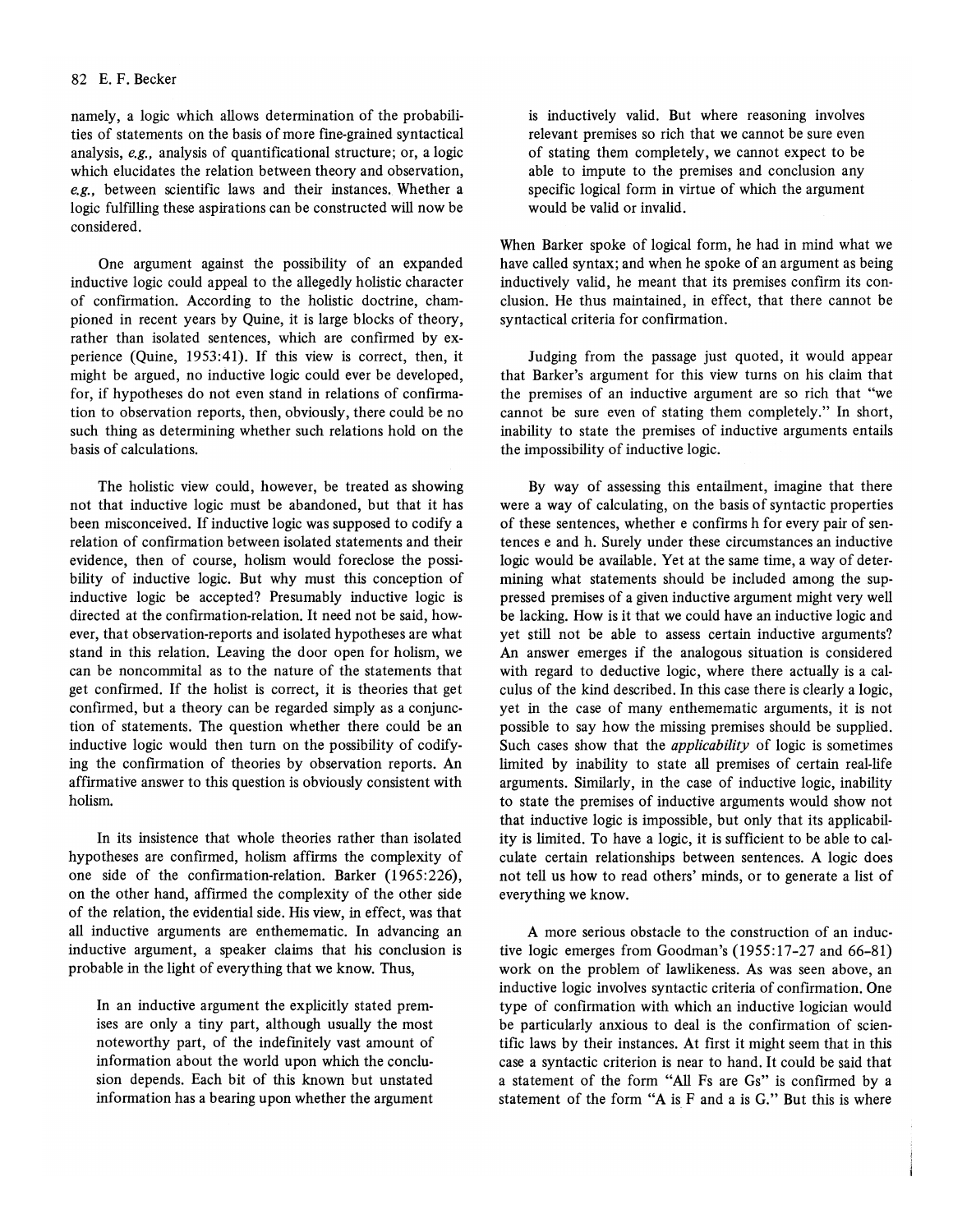namely, a logic which allows determination of the probabilities of statements on the basis of more fine-grained syntactical analysis, *e.g.,* analysis of quantificational structure; or, a logic which elucidates the relation between theory and observation, *e.g.,* between scientific laws and their instances. Whether a logic fulfilling these aspirations can be constructed will now be considered.

One argument against the possibility of an expanded inductive logic could appeal to the allegedly holistic character of confirmation. According to the holistic doctrine, championed in recent years by Quine, it is large blocks of theory, rather than isolated sentences, which are confirmed by experience (Quine, 1953:41). If this view is correct, then, it might be argued, no inductive logic could ever be developed, for, if hypotheses do not even stand in relations of confirmation to observation reports, then, obviously, there could be no such thing as determining whether such relations hold on the basis of calculations.

The holistic view could, however, be treated as showing not that inductive logic must be abandoned, but that it has been misconceived. If inductive logic was supposed to codify a relation of confirmation between isolated statements and their evidence, then of course, holism would foreclose the possibility of inductive logic. But why must this conception of inductive logic be accepted? Presumably inductive logic is directed at the confirmation-relation. It need not be said, however, that observation-reports and isolated hypotheses are what stand in this relation. Leaving the door open for holism, we can be noncommital as to the nature of the statements that get confirmed. If the holist is correct, it is theories that get confirmed, but a theory can be regarded simply as a conjunction of statements. The question whether there could be an inductive logic would then turn on the possibility of codifying the confirmation of theories by observation reports. An affirmative answer to this question is obviously consistent with holism.

In its insistence that whole theories rather than isolated hypotheses are confirmed, holism affirms the complexity of one side of the confirmation-relation. Barker (1965:226), on the other hand, affirmed the complexity of the other side of the relation, the evidential side. His view, in effect, was that all inductive arguments are enthememátic. In advancing an inductive argument, a speaker claims that his conclusion is probable in the light of everything that we know. Thus,

> In an inductive argument the explicitly stated premises are only a tiny part, although usually the most noteworthy part, of the indefinitely vast amount of information about the world upon which the conclusion depends. Each bit of this known but unstated information has a bearing upon whether the argument is inductively valid. But where reasoning involves relevant premises so rich that we cannot be sure even of stating them completely, we cannot expect to be able to impute to the premises and conclusion any specific logical form in virtue of which the argument would be valid or invalid.

When Barker spoke of logical form, he had in mind what we have called syntax; and when he spoke of an argument as being inductively valid, he meant that its premises confirm its conclusion. He thus maintained, in effect, that there cannot be syntactical criteria for confirmation.

Judging from the passage just quoted, it would appear that Barker's argument for this view turns on his claim that the premises of an inductive argument are so rich that "we cannot be sure even of stating them completely." In short, inability to state the premises of inductive arguments entails the impossibility of inductive logic.

By way of assessing this entailment, imagine that there were a way of calculating, on the basis of syntactic properties of these sentences, whether e confirms h for every pair of sentences e and h. Surely under these circumstances an inductive logic would be available. Yet at the same time, a way of determining what statements should be included among the suppressed premises of a given inductive argument might very well be lacking. How is it that we could have an inductive logic and yet still not be able to assess certain inductive arguments? An answer emerges if the analogous situation is considered with regard to deductive logic, where there actually is a calculus of the kind described. In this case there is clearly a logic, yet in the case of many enthememátic arguments, it is not possible to say how the missing premises should be supplied. Such cases show that the *applicability* of logic is sometimes limited by inability to state all premises of certain real-life arguments. Similarly, in the case of inductive logic, inability to state the premises of inductive arguments would show not that inductive logic is impossible, but only that its applicability is limited. To have a logic, it is sufficient to be able to calculate certain relationships between sentences. A logic does not tell us how to read others' minds, or to generate a list of everything we know.

A more serious obstacle to the construction of an inductive logic emerges from Goodman's (1955:17-27 and 66-81) work on the problem of lawlikeness. As was seen above, an inductive logic involves syntactic criteria of confirmation. One type of confirmation with which an inductive logician would be particularly anxious to deal is the confirmation of scientific laws by their instances. At first it might seem that in this case a syntactic criterion is near to hand. It could be said that a statement of the form "All Fs are Gs" is confirmed by a statement of the form "A is F and a is G." But this is where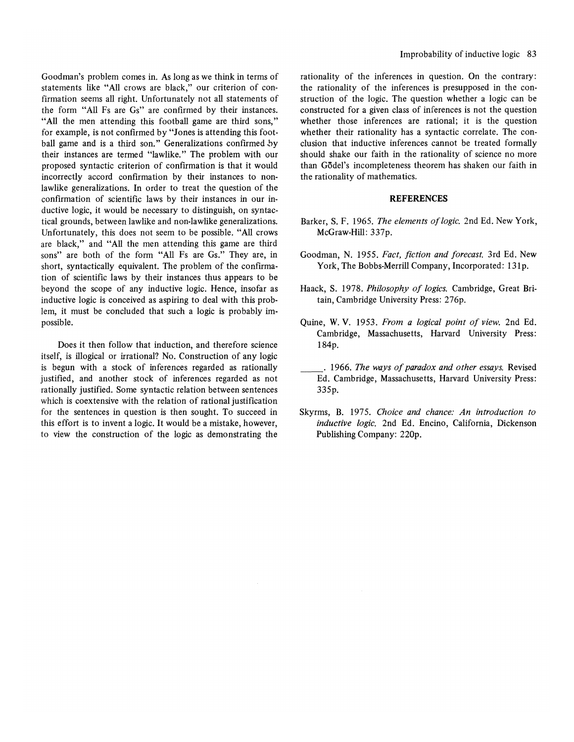Goodman's problem comes in. As long as we think in terms of statements like "All crows are black," our criterion of confirmation seems all right. Unfortunately not all statements of the form "All Fs are Gs" are confirmed by their instances. "All the men attending this football game are third sons," for example, is not confirmed by "Jones is attending this football game and is a third son." Generalizations confirmed by their instances are termed "lawlike." The problem with our proposed syntactic criterion of confirmation is that it would incorrectly accord confirmation by their instances to non-lawlike generalizations. In order to treat the question of the confirmation of scientific laws by their instances in our inductive logic, it would be necessary to distinguish, on syntactical grounds, between lawlike and non-lawlike generalizations. Unfortunately, this does not seem to be possible. "All crows are black," and "All the men attending this game are third sons" are both of the form "All Fs are Gs." They are, in short, syntactically equivalent. The problem of the confirmation of scientific laws by their instances thus appears to be beyond the scope of any inductive logic. Hence, insofar as inductive logic is conceived as aspiring to deal with this problem, it must be concluded that such a logic is probably impossible.

Does it then follow that induction, and therefore science itself, is illogical or irrational? No. Construction of any logic is begun with a stock of inferences regarded as rationally justified, and another stock of inferences regarded as not rationally justified. Some syntactic relation between sentences which is coextensive with the relation of rational justification for the sentences in question is then sought. To succeed in this effort is to invent a logic. It would be a mistake, however, to view the construction of the logic as demonstrating the rationality of the inferences in question. On the contrary: the rationality of the inferences is presupposed in the construction of the logic. The question whether a logic can be constructed for a given class of inferences is not the question whether those inferences are rational; it is the question whether their rationality has a syntactic correlate. The conclusion that inductive inferences cannot be treated formally should shake our faith in the rationality of science no more than Gödel's incompleteness theorem has shaken our faith in the rationality of mathematics.

## REFERENCES

Barker, S. F. 1965. *The elements of logic.* 2nd Ed. New York, McGraw-Hill: 337p.

Goodman, N. 1955. *Fact, fiction and forecast.* 3rd Ed. New York, The Bobbs-Merrill Company, Incorporated: 131p.

Haack, S. 1978. *Philosophy of logics.* Cambridge, Great Britain, Cambridge University Press: 276p.

Quine, W. V. 1953. *From a logical point of view.* 2nd Ed. Cambridge, Massachusetts, Harvard University Press: 184p.

\_\_\_\_\_. 1966. *The ways of paradox and other essays.* Revised Ed. Cambridge, Massachusetts, Harvard University Press: 335p.

Skyrms, B. 1975. *Choice and chance: An introduction to inductive logic.* 2nd Ed. Encino, California, Dickenson Publishing Company: 220p.